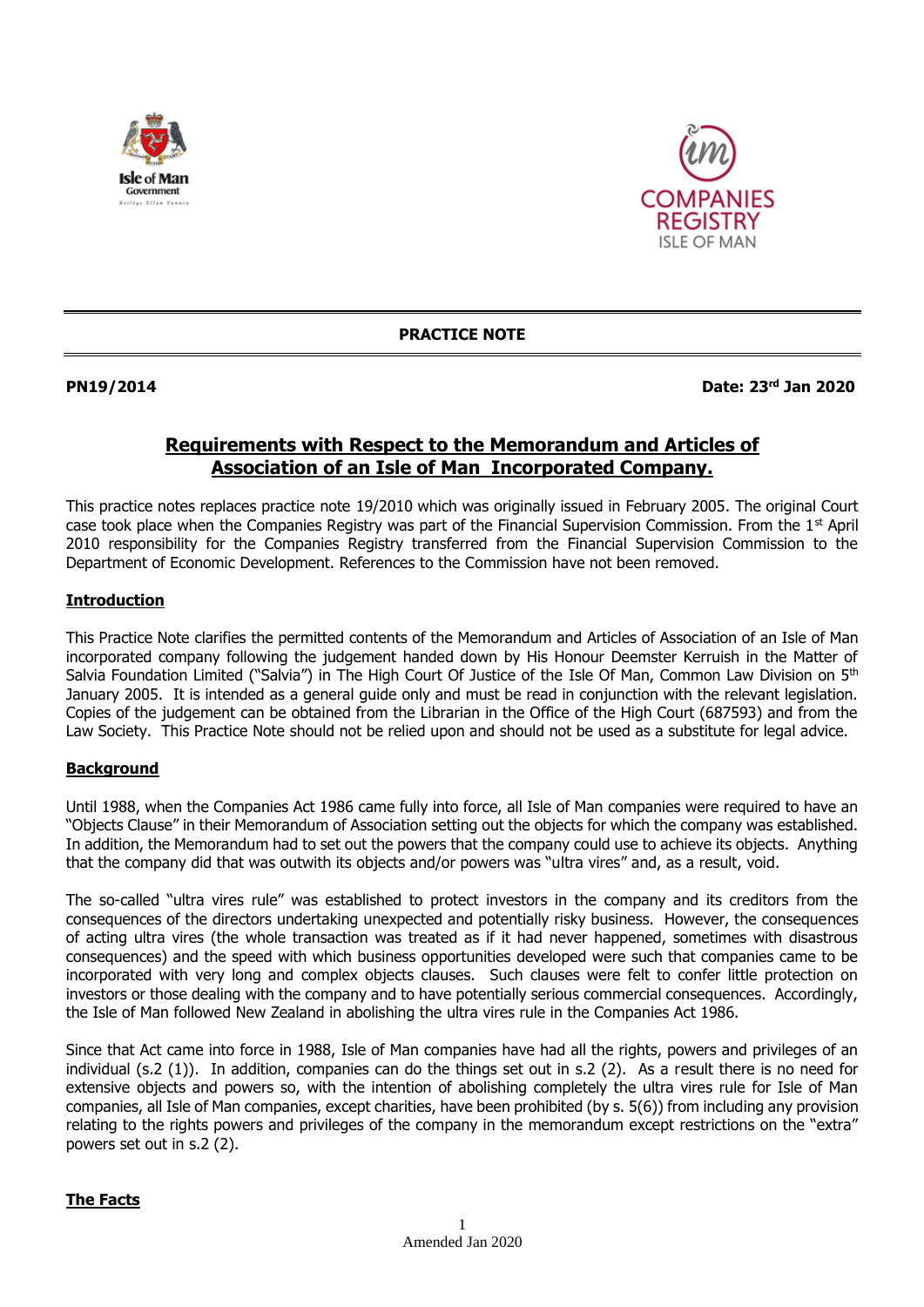**PRACTICE NOTE**

**PN19/2014** **Date: 23rd Jan 2020**

# Requirements with Respect to the Memorandum and Articles of Association of an Isle of Man Incorporated Company.

This practice notes replaces practice note 19/2010 which was originally issued in February 2005. The original Court case took place when the Companies Registry was part of the Financial Supervision Commission. From the 1st April 2010 responsibility for the Companies Registry transferred from the Financial Supervision Commission to the Department of Economic Development. References to the Commission have not been removed.

## Introduction

This Practice Note clarifies the permitted contents of the Memorandum and Articles of Association of an Isle of Man incorporated company following the judgement handed down by His Honour Deemster Kerruish in the Matter of Salvia Foundation Limited ("Salvia") in The High Court Of Justice of the Isle Of Man, Common Law Division on 5th January 2005. It is intended as a general guide only and must be read in conjunction with the relevant legislation. Copies of the judgement can be obtained from the Librarian in the Office of the High Court (687593) and from the Law Society. This Practice Note should not be relied upon and should not be used as a substitute for legal advice.

## Background

Until 1988, when the Companies Act 1986 came fully into force, all Isle of Man companies were required to have an "Objects Clause" in their Memorandum of Association setting out the objects for which the company was established. In addition, the Memorandum had to set out the powers that the company could use to achieve its objects. Anything that the company did that was outwith its objects and/or powers was "ultra vires" and, as a result, void.

The so-called "ultra vires rule" was established to protect investors in the company and its creditors from the consequences of the directors undertaking unexpected and potentially risky business. However, the consequences of acting ultra vires (the whole transaction was treated as if it had never happened, sometimes with disastrous consequences) and the speed with which business opportunities developed were such that companies came to be incorporated with very long and complex objects clauses. Such clauses were felt to confer little protection on investors or those dealing with the company and to have potentially serious commercial consequences. Accordingly, the Isle of Man followed New Zealand in abolishing the ultra vires rule in the Companies Act 1986.

Since that Act came into force in 1988, Isle of Man companies have had all the rights, powers and privileges of an individual (s.2 (1)). In addition, companies can do the things set out in s.2 (2). As a result there is no need for extensive objects and powers so, with the intention of abolishing completely the ultra vires rule for Isle of Man companies, all Isle of Man companies, except charities, have been prohibited (by s. 5(6)) from including any provision relating to the rights powers and privileges of the company in the memorandum except restrictions on the "extra" powers set out in s.2 (2).

## The Facts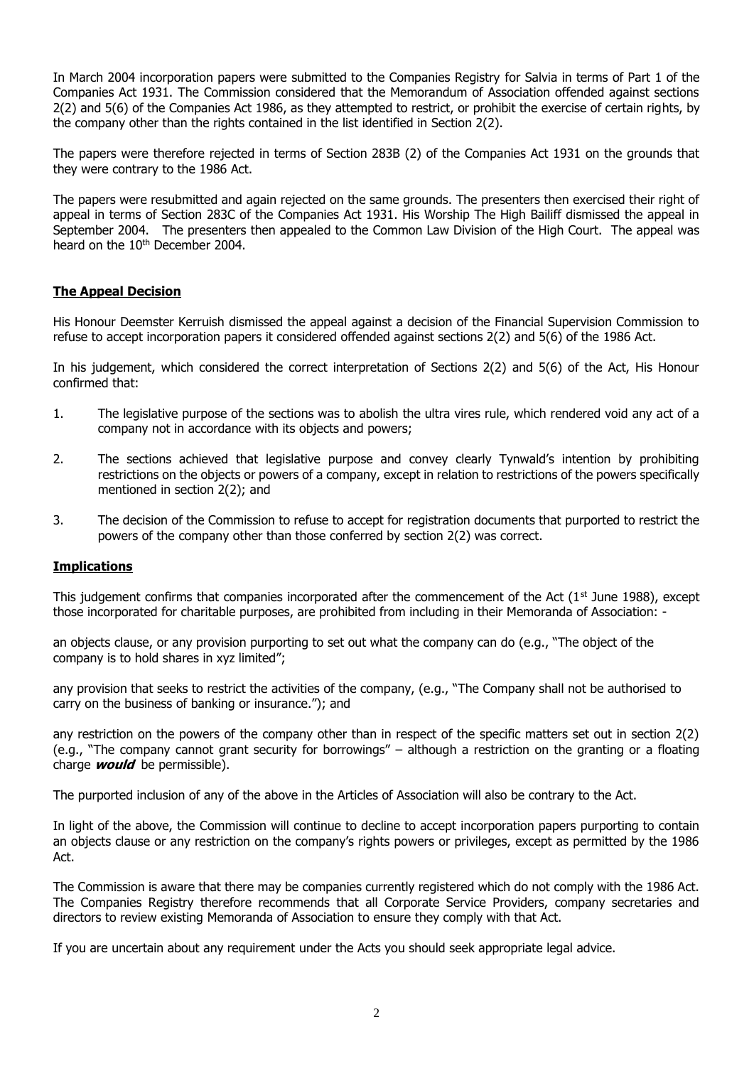In March 2004 incorporation papers were submitted to the Companies Registry for Salvia in terms of Part 1 of the Companies Act 1931. The Commission considered that the Memorandum of Association offended against sections 2(2) and 5(6) of the Companies Act 1986, as they attempted to restrict, or prohibit the exercise of certain rights, by the company other than the rights contained in the list identified in Section 2(2).

The papers were therefore rejected in terms of Section 283B (2) of the Companies Act 1931 on the grounds that they were contrary to the 1986 Act.

The papers were resubmitted and again rejected on the same grounds. The presenters then exercised their right of appeal in terms of Section 283C of the Companies Act 1931. His Worship The High Bailiff dismissed the appeal in September 2004. The presenters then appealed to the Common Law Division of the High Court. The appeal was heard on the 10th December 2004.

## **The Appeal Decision**

His Honour Deemster Kerruish dismissed the appeal against a decision of the Financial Supervision Commission to refuse to accept incorporation papers it considered offended against sections 2(2) and 5(6) of the 1986 Act.

In his judgement, which considered the correct interpretation of Sections 2(2) and 5(6) of the Act, His Honour confirmed that:

1. The legislative purpose of the sections was to abolish the ultra vires rule, which rendered void any act of a company not in accordance with its objects and powers;
2. The sections achieved that legislative purpose and convey clearly Tynwald's intention by prohibiting restrictions on the objects or powers of a company, except in relation to restrictions of the powers specifically mentioned in section 2(2); and
3. The decision of the Commission to refuse to accept for registration documents that purported to restrict the powers of the company other than those conferred by section 2(2) was correct.

## **Implications**

This judgement confirms that companies incorporated after the commencement of the Act (1st June 1988), except those incorporated for charitable purposes, are prohibited from including in their Memoranda of Association: -

an objects clause, or any provision purporting to set out what the company can do (e.g., "The object of the company is to hold shares in xyz limited";

any provision that seeks to restrict the activities of the company, (e.g., "The Company shall not be authorised to carry on the business of banking or insurance."); and

any restriction on the powers of the company other than in respect of the specific matters set out in section 2(2) (e.g., "The company cannot grant security for borrowings" – although a restriction on the granting or a floating charge ***would*** be permissible).

The purported inclusion of any of the above in the Articles of Association will also be contrary to the Act.

In light of the above, the Commission will continue to decline to accept incorporation papers purporting to contain an objects clause or any restriction on the company's rights powers or privileges, except as permitted by the 1986 Act.

The Commission is aware that there may be companies currently registered which do not comply with the 1986 Act. The Companies Registry therefore recommends that all Corporate Service Providers, company secretaries and directors to review existing Memoranda of Association to ensure they comply with that Act.

If you are uncertain about any requirement under the Acts you should seek appropriate legal advice.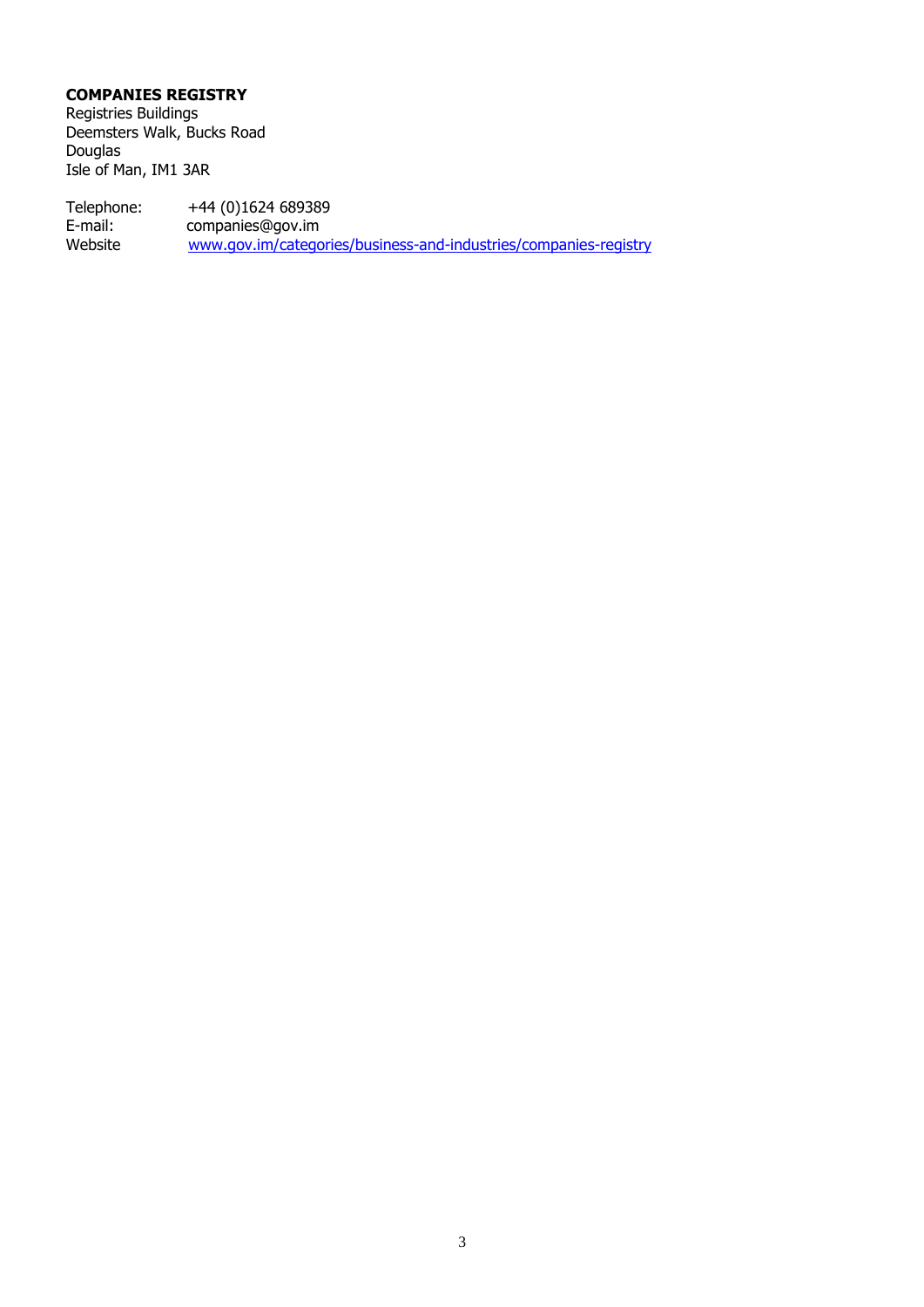**COMPANIES REGISTRY**
Registries Buildings
Deemsters Walk, Bucks Road
Douglas
Isle of Man, IM1 3AR

| | |
|---|---|
| Telephone: | +44 (0)1624 689389 |
| E-mail: | companies@gov.im |
| Website | www.gov.im/categories/business-and-industries/companies-registry |